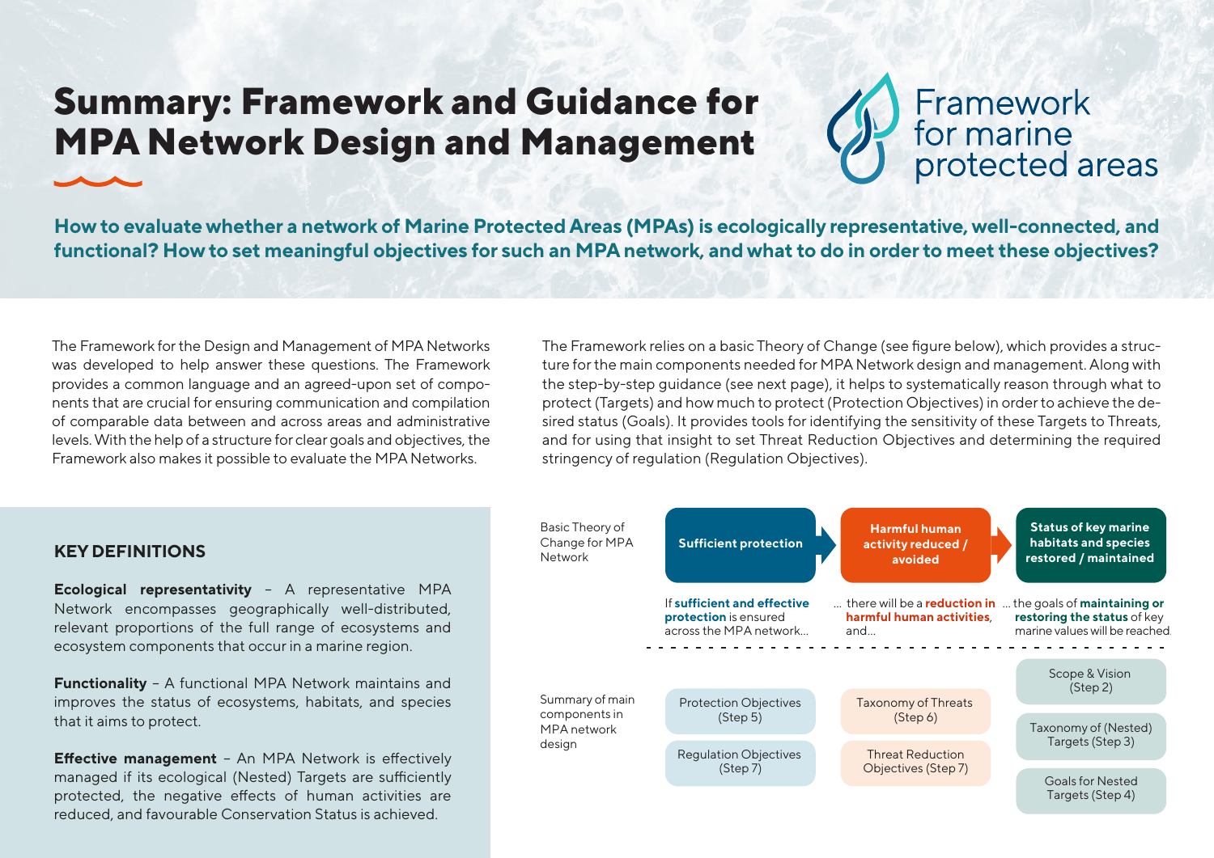# Summary: Framework and Guidance for MPA Network Design and Management

Framework for marine protected areas

**How to evaluate whether a network of Marine Protected Areas (MPAs) is ecologically representative, well-connected, and functional? How to set meaningful objectives for such an MPA network, and what to do in order to meet these objectives?**

The Framework for the Design and Management of MPA Networks was developed to help answer these questions. The Framework provides a common language and an agreed-upon set of components that are crucial for ensuring communication and compilation of comparable data between and across areas and administrative levels. With the help of a structure for clear goals and objectives, the Framework also makes it possible to evaluate the MPA Networks.

The Framework relies on a basic Theory of Change (see figure below), which provides a structure for the main components needed for MPA Network design and management. Along with the step-by-step guidance (see next page), it helps to systematically reason through what to protect (Targets) and how much to protect (Protection Objectives) in order to achieve the desired status (Goals). It provides tools for identifying the sensitivity of these Targets to Threats, and for using that insight to set Threat Reduction Objectives and determining the required stringency of regulation (Regulation Objectives).

## KEY DEFINITIONS

**Ecological representativity** – A representative MPA Network encompasses geographically well-distributed, relevant proportions of the full range of ecosystems and ecosystem components that occur in a marine region.

**Functionality** – A functional MPA Network maintains and improves the status of ecosystems, habitats, and species that it aims to protect.

**Effective management** – An MPA Network is effectively managed if its ecological (Nested) Targets are sufficiently protected, the negative effects of human activities are reduced, and favourable Conservation Status is achieved.

| Basic Theory of Change for MPA Network | **Sufficient protection** → | **Harmful human activity reduced / avoided** → | **Status of key marine habitats and species restored / maintained** |
|---|---|---|---|
| | If **sufficient and effective protection** is ensured across the MPA network… | … there will be a **reduction in harmful human activities**, and… | … the goals of **maintaining or restoring the status** of key marine values will be reached. |
| Summary of main components in MPA network design | Protection Objectives (Step 5) | Taxonomy of Threats (Step 6) | Scope & Vision (Step 2) |
| | Regulation Objectives (Step 7) | Threat Reduction Objectives (Step 7) | Taxonomy of (Nested) Targets (Step 3) |
| | | | Goals for Nested Targets (Step 4) |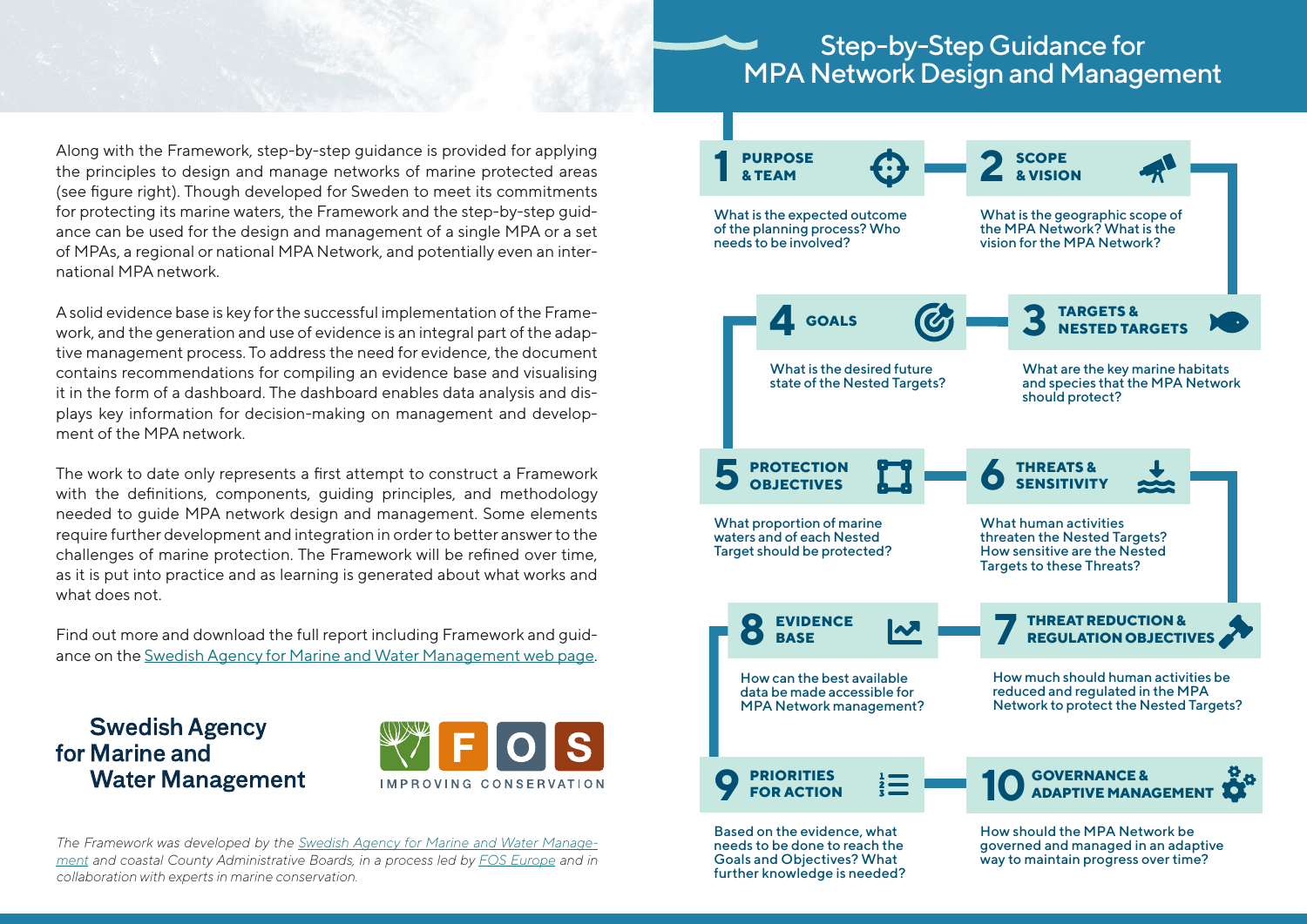Along with the Framework, step-by-step guidance is provided for applying the principles to design and manage networks of marine protected areas (see figure right). Though developed for Sweden to meet its commitments for protecting its marine waters, the Framework and the step-by-step guidance can be used for the design and management of a single MPA or a set of MPAs, a regional or national MPA Network, and potentially even an international MPA network.

A solid evidence base is key for the successful implementation of the Framework, and the generation and use of evidence is an integral part of the adaptive management process. To address the need for evidence, the document contains recommendations for compiling an evidence base and visualising it in the form of a dashboard. The dashboard enables data analysis and displays key information for decision-making on management and development of the MPA network.

The work to date only represents a first attempt to construct a Framework with the definitions, components, guiding principles, and methodology needed to guide MPA network design and management. Some elements require further development and integration in order to better answer to the challenges of marine protection. The Framework will be refined over time, as it is put into practice and as learning is generated about what works and what does not.

Find out more and download the full report including Framework and guidance on the Swedish Agency for Marine and Water Management web page.

**Swedish Agency for Marine and Water Management**

**FOS** IMPROVING CONSERVATION

*The Framework was developed by the Swedish Agency for Marine and Water Management and coastal County Administrative Boards, in a process led by FOS Europe and in collaboration with experts in marine conservation.*

# Step-by-Step Guidance for MPA Network Design and Management

**1 PURPOSE & TEAM**
What is the expected outcome of the planning process? Who needs to be involved?

**2 SCOPE & VISION**
What is the geographic scope of the MPA Network? What is the vision for the MPA Network?

**3 TARGETS & NESTED TARGETS**
What are the key marine habitats and species that the MPA Network should protect?

**4 GOALS**
What is the desired future state of the Nested Targets?

**5 PROTECTION OBJECTIVES**
What proportion of marine waters and of each Nested Target should be protected?

**6 THREATS & SENSITIVITY**
What human activities threaten the Nested Targets? How sensitive are the Nested Targets to these Threats?

**7 THREAT REDUCTION & REGULATION OBJECTIVES**
How much should human activities be reduced and regulated in the MPA Network to protect the Nested Targets?

**8 EVIDENCE BASE**
How can the best available data be made accessible for MPA Network management?

**9 PRIORITIES FOR ACTION**
Based on the evidence, what needs to be done to reach the Goals and Objectives? What further knowledge is needed?

**10 GOVERNANCE & ADAPTIVE MANAGEMENT**
How should the MPA Network be governed and managed in an adaptive way to maintain progress over time?